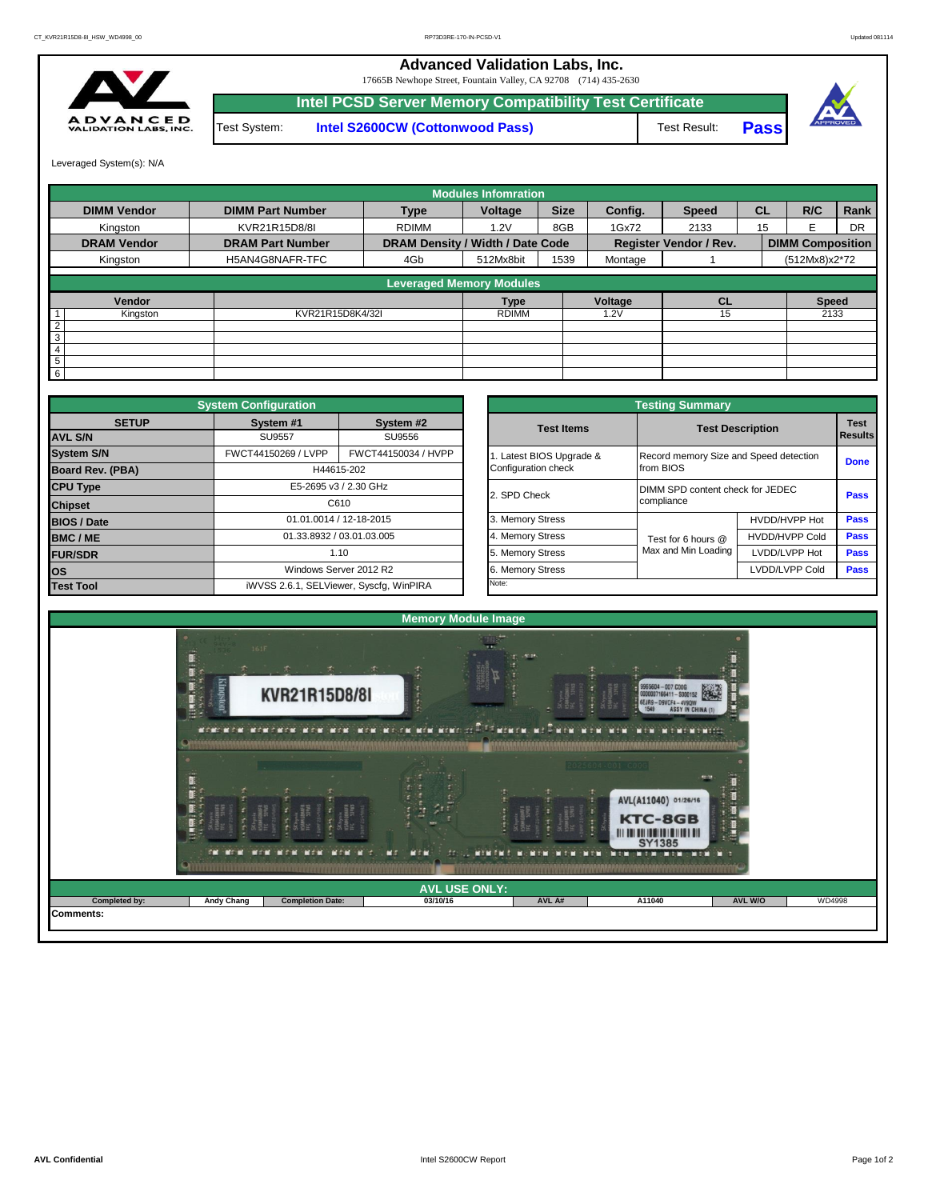# Advanced Validation Labs, Inc.

17665B Newhope Street, Fountain Valley, CA 92708 (714) 435-2630

## Intel PCSD Server Memory Compatibility Test Certificate

| | | | |
|---|---|---|---|
| Test System: | **Intel S2600CW (Cottonwood Pass)** | Test Result: | **Pass** |

Leveraged System(s): N/A

### Modules Infomration

| DIMM Vendor | DIMM Part Number | Type | Voltage | Size | Config. | Speed | CL | R/C | Rank |
|---|---|---|---|---|---|---|---|---|---|
| Kingston | KVR21R15D8/8I | RDIMM | 1.2V | 8GB | 1Gx72 | 2133 | 15 | E | DR |
| **DRAM Vendor** | **DRAM Part Number** | **DRAM Density / Width / Date Code** | | | **Register Vendor / Rev.** | | **DIMM Composition** | | |
| Kingston | H5AN4G8NAFR-TFC | 4Gb | 512Mx8bit | 1539 | Montage | 1 | (512Mx8)x2*72 | | |

### Leveraged Memory Modules

| | Vendor | | Type | Voltage | CL | Speed |
|---|---|---|---|---|---|---|
| 1 | Kingston | KVR21R15D8K4/32I | RDIMM | 1.2V | 15 | 2133 |
| 2 | | | | | | |
| 3 | | | | | | |
| 4 | | | | | | |
| 5 | | | | | | |
| 6 | | | | | | |

### System Configuration

| SETUP | System #1 | System #2 |
|---|---|---|
| AVL S/N | SU9557 | SU9556 |
| System S/N | FWCT44150269 / LVPP | FWCT44150034 / HVPP |
| Board Rev. (PBA) | H44615-202 | |
| CPU Type | E5-2695 v3 / 2.30 GHz | |
| Chipset | C610 | |
| BIOS / Date | 01.01.0014 / 12-18-2015 | |
| BMC / ME | 01.33.8932 / 03.01.03.005 | |
| FUR/SDR | 1.10 | |
| OS | Windows Server 2012 R2 | |
| Test Tool | iWVSS 2.6.1, SELViewer, Syscfg, WinPIRA | |

### Testing Summary

| Test Items | Test Description | | Test Results |
|---|---|---|---|
| 1. Latest BIOS Upgrade & Configuration check | Record memory Size and Speed detection from BIOS | | Done |
| 2. SPD Check | DIMM SPD content check for JEDEC compliance | | Pass |
| 3. Memory Stress | Test for 6 hours @ Max and Min Loading | HVDD/HVPP Hot | Pass |
| 4. Memory Stress | | HVDD/HVPP Cold | Pass |
| 5. Memory Stress | | LVDD/LVPP Hot | Pass |
| 6. Memory Stress | | LVDD/LVPP Cold | Pass |
| Note: | | | |

### Memory Module Image

### AVL USE ONLY:

| Completed by: | Andy Chang | Completion Date: | 03/10/16 | AVL A# | A11040 | AVL W/O | WD4998 |
|---|---|---|---|---|---|---|---|

Comments: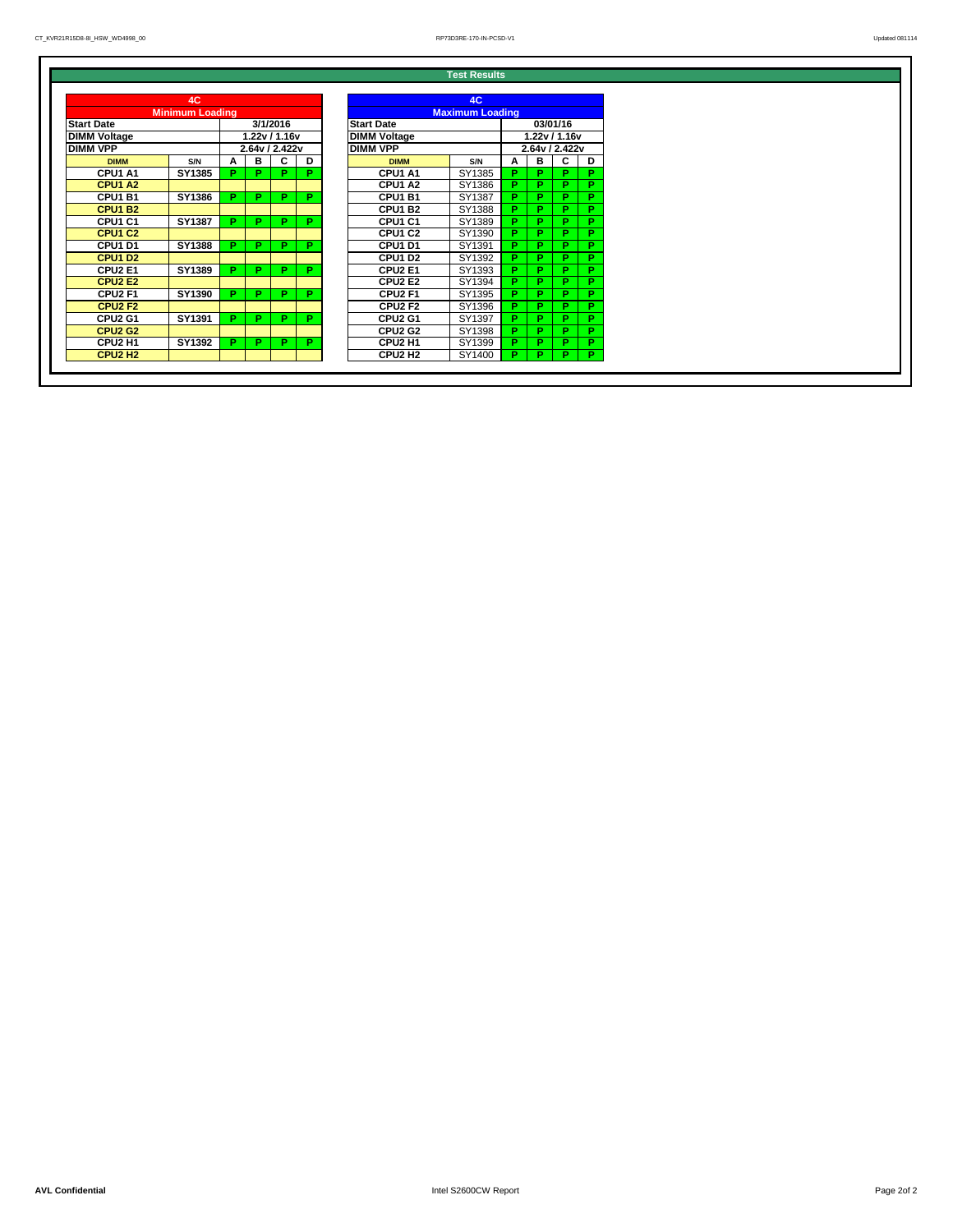## Test Results

| 4C Minimum Loading | | | | | |
|---|---|---|---|---|---|
| Start Date | | 3/1/2016 | | | |
| DIMM Voltage | | 1.22v / 1.16v | | | |
| DIMM VPP | | 2.64v / 2.422v | | | |
| DIMM | S/N | A | B | C | D |
| CPU1 A1 | SY1385 | P | P | P | P |
| CPU1 A2 | | | | | |
| CPU1 B1 | SY1386 | P | P | P | P |
| CPU1 B2 | | | | | |
| CPU1 C1 | SY1387 | P | P | P | P |
| CPU1 C2 | | | | | |
| CPU1 D1 | SY1388 | P | P | P | P |
| CPU1 D2 | | | | | |
| CPU2 E1 | SY1389 | P | P | P | P |
| CPU2 E2 | | | | | |
| CPU2 F1 | SY1390 | P | P | P | P |
| CPU2 F2 | | | | | |
| CPU2 G1 | SY1391 | P | P | P | P |
| CPU2 G2 | | | | | |
| CPU2 H1 | SY1392 | P | P | P | P |
| CPU2 H2 | | | | | |

| 4C Maximum Loading | | | | | |
|---|---|---|---|---|---|
| Start Date | | 03/01/16 | | | |
| DIMM Voltage | | 1.22v / 1.16v | | | |
| DIMM VPP | | 2.64v / 2.422v | | | |
| DIMM | S/N | A | B | C | D |
| CPU1 A1 | SY1385 | P | P | P | P |
| CPU1 A2 | SY1386 | P | P | P | P |
| CPU1 B1 | SY1387 | P | P | P | P |
| CPU1 B2 | SY1388 | P | P | P | P |
| CPU1 C1 | SY1389 | P | P | P | P |
| CPU1 C2 | SY1390 | P | P | P | P |
| CPU1 D1 | SY1391 | P | P | P | P |
| CPU1 D2 | SY1392 | P | P | P | P |
| CPU2 E1 | SY1393 | P | P | P | P |
| CPU2 E2 | SY1394 | P | P | P | P |
| CPU2 F1 | SY1395 | P | P | P | P |
| CPU2 F2 | SY1396 | P | P | P | P |
| CPU2 G1 | SY1397 | P | P | P | P |
| CPU2 G2 | SY1398 | P | P | P | P |
| CPU2 H1 | SY1399 | P | P | P | P |
| CPU2 H2 | SY1400 | P | P | P | P |